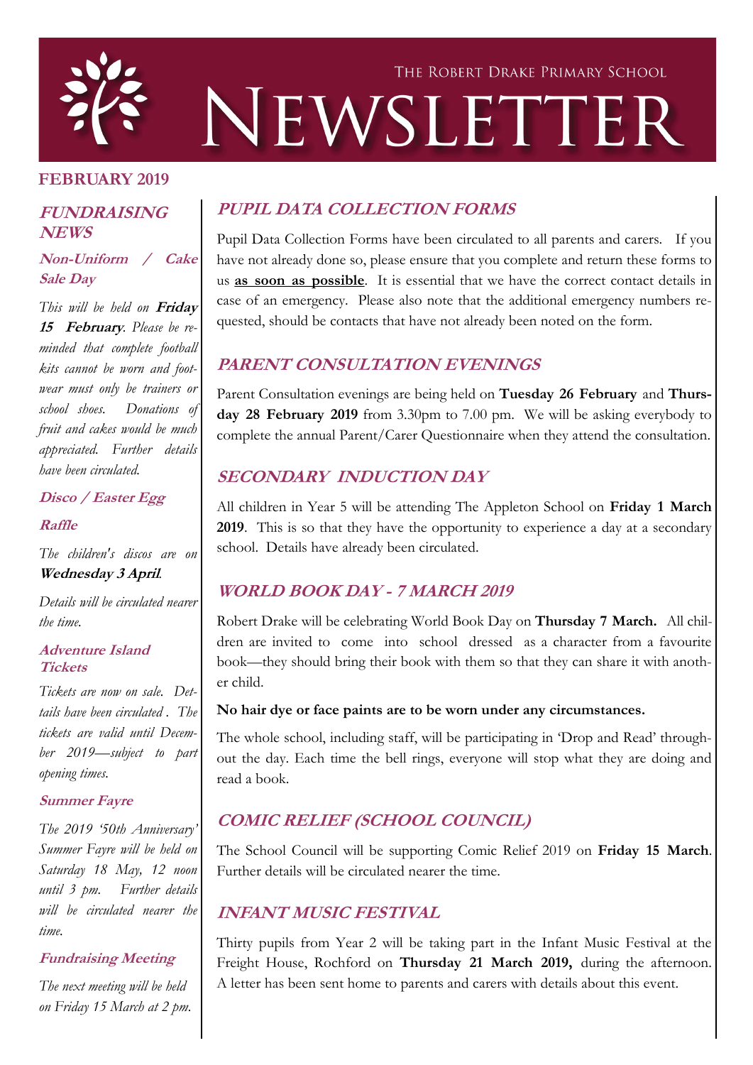The Robert Drake Primary School

# NEWSLETTER

**FEBRUARY 2019**

## FUNDRAISING NEWS

### Non-Uniform / Cake Sale Day

*This will be held on **Friday 15 February**. Please be reminded that complete football kits cannot be worn and footwear must only be trainers or school shoes. Donations of fruit and cakes would be much appreciated. Further details have been circulated.*

### Disco / Easter Egg Raffle

*The children's discos are on **Wednesday 3 April**.*

*Details will be circulated nearer the time.*

### Adventure Island Tickets

*Tickets are now on sale. Details have been circulated . The tickets are valid until December 2019—subject to part opening times.*

### Summer Fayre

*The 2019 '50th Anniversary' Summer Fayre will be held on Saturday 18 May, 12 noon until 3 pm. Further details will be circulated nearer the time.*

### Fundraising Meeting

*The next meeting will be held on Friday 15 March at 2 pm.*

## PUPIL DATA COLLECTION FORMS

Pupil Data Collection Forms have been circulated to all parents and carers. If you have not already done so, please ensure that you complete and return these forms to us **as soon as possible**. It is essential that we have the correct contact details in case of an emergency. Please also note that the additional emergency numbers requested, should be contacts that have not already been noted on the form.

## PARENT CONSULTATION EVENINGS

Parent Consultation evenings are being held on **Tuesday 26 February** and **Thursday 28 February 2019** from 3.30pm to 7.00 pm. We will be asking everybody to complete the annual Parent/Carer Questionnaire when they attend the consultation.

## SECONDARY INDUCTION DAY

All children in Year 5 will be attending The Appleton School on **Friday 1 March 2019**. This is so that they have the opportunity to experience a day at a secondary school. Details have already been circulated.

## WORLD BOOK DAY - 7 MARCH 2019

Robert Drake will be celebrating World Book Day on **Thursday 7 March.** All children are invited to come into school dressed as a character from a favourite book—they should bring their book with them so that they can share it with another child.

**No hair dye or face paints are to be worn under any circumstances.**

The whole school, including staff, will be participating in 'Drop and Read' throughout the day. Each time the bell rings, everyone will stop what they are doing and read a book.

## COMIC RELIEF (SCHOOL COUNCIL)

The School Council will be supporting Comic Relief 2019 on **Friday 15 March**. Further details will be circulated nearer the time.

## INFANT MUSIC FESTIVAL

Thirty pupils from Year 2 will be taking part in the Infant Music Festival at the Freight House, Rochford on **Thursday 21 March 2019,** during the afternoon. A letter has been sent home to parents and carers with details about this event.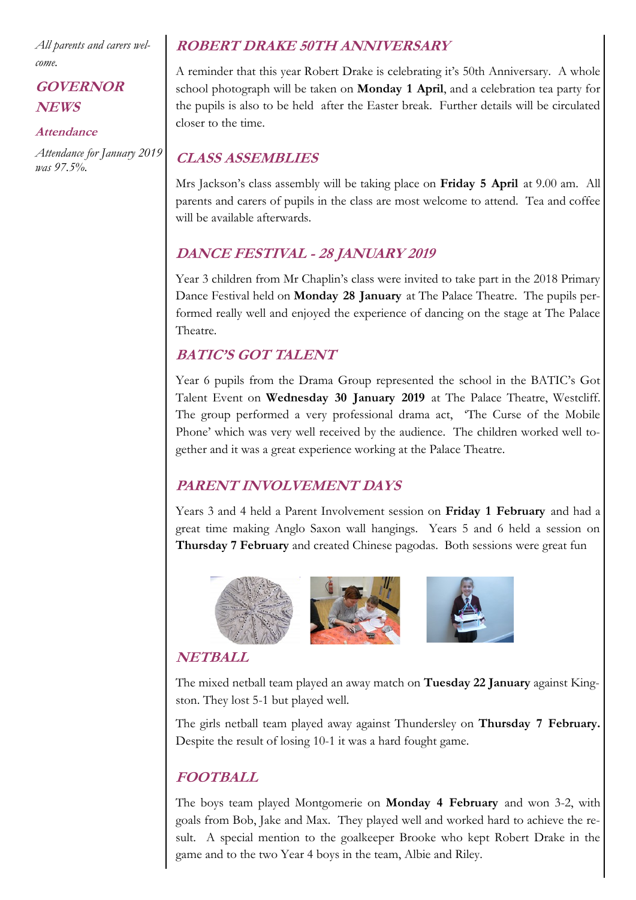*All parents and carers welcome.*

## GOVERNOR NEWS

### Attendance

*Attendance for January 2019 was 97.5%.*

## ROBERT DRAKE 50TH ANNIVERSARY

A reminder that this year Robert Drake is celebrating it's 50th Anniversary. A whole school photograph will be taken on **Monday 1 April**, and a celebration tea party for the pupils is also to be held after the Easter break. Further details will be circulated closer to the time.

## CLASS ASSEMBLIES

Mrs Jackson's class assembly will be taking place on **Friday 5 April** at 9.00 am. All parents and carers of pupils in the class are most welcome to attend. Tea and coffee will be available afterwards.

## DANCE FESTIVAL - 28 JANUARY 2019

Year 3 children from Mr Chaplin's class were invited to take part in the 2018 Primary Dance Festival held on **Monday 28 January** at The Palace Theatre. The pupils performed really well and enjoyed the experience of dancing on the stage at The Palace Theatre.

## BATIC'S GOT TALENT

Year 6 pupils from the Drama Group represented the school in the BATIC's Got Talent Event on **Wednesday 30 January 2019** at The Palace Theatre, Westcliff. The group performed a very professional drama act, 'The Curse of the Mobile Phone' which was very well received by the audience. The children worked well together and it was a great experience working at the Palace Theatre.

## PARENT INVOLVEMENT DAYS

Years 3 and 4 held a Parent Involvement session on **Friday 1 February** and had a great time making Anglo Saxon wall hangings. Years 5 and 6 held a session on **Thursday 7 February** and created Chinese pagodas. Both sessions were great fun

## NETBALL

The mixed netball team played an away match on **Tuesday 22 January** against Kingston. They lost 5-1 but played well.

The girls netball team played away against Thundersley on **Thursday 7 February.** Despite the result of losing 10-1 it was a hard fought game.

## FOOTBALL

The boys team played Montgomerie on **Monday 4 February** and won 3-2, with goals from Bob, Jake and Max. They played well and worked hard to achieve the result. A special mention to the goalkeeper Brooke who kept Robert Drake in the game and to the two Year 4 boys in the team, Albie and Riley.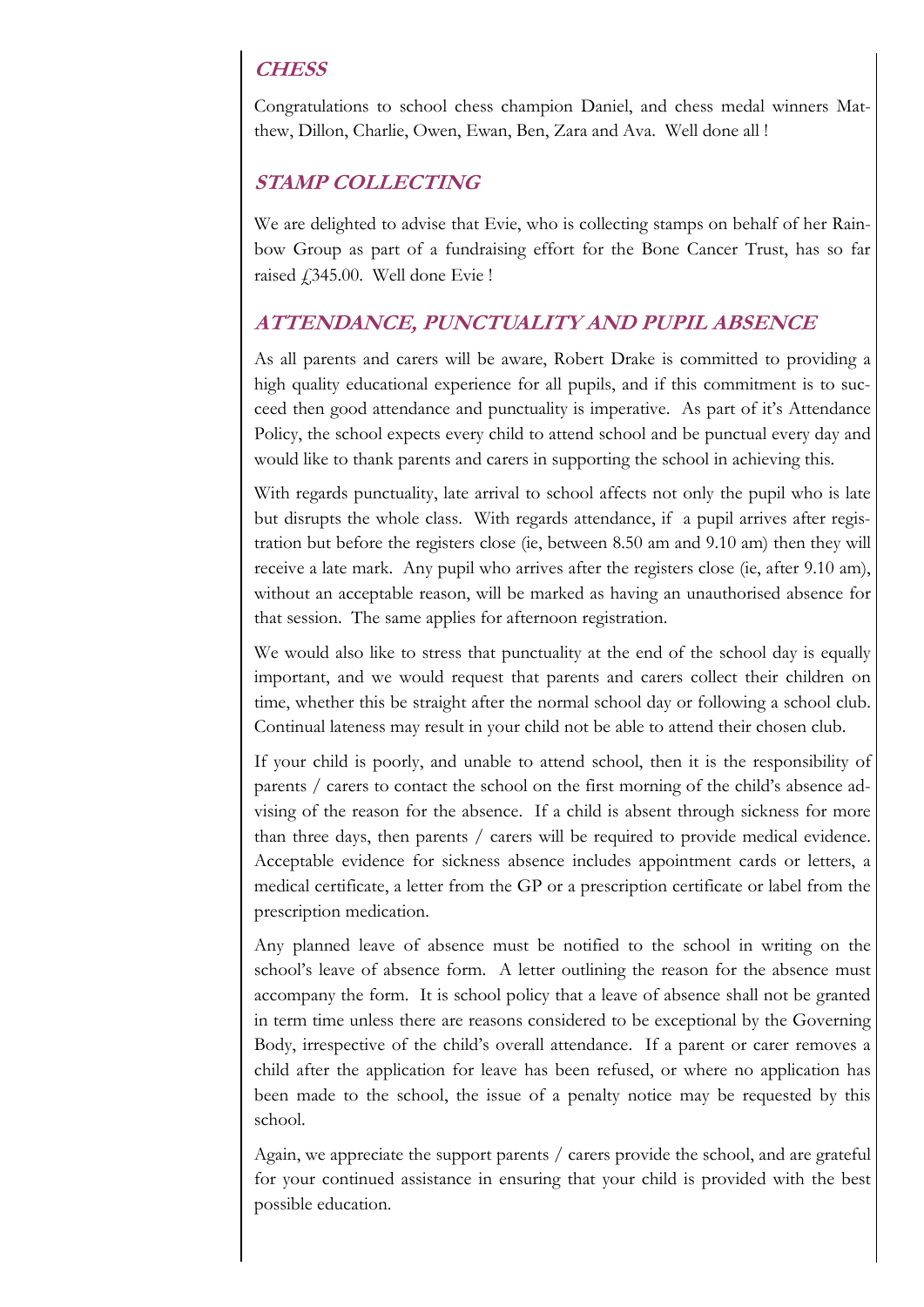## CHESS

Congratulations to school chess champion Daniel, and chess medal winners Matthew, Dillon, Charlie, Owen, Ewan, Ben, Zara and Ava. Well done all !

## STAMP COLLECTING

We are delighted to advise that Evie, who is collecting stamps on behalf of her Rainbow Group as part of a fundraising effort for the Bone Cancer Trust, has so far raised £345.00. Well done Evie !

## ATTENDANCE, PUNCTUALITY AND PUPIL ABSENCE

As all parents and carers will be aware, Robert Drake is committed to providing a high quality educational experience for all pupils, and if this commitment is to succeed then good attendance and punctuality is imperative. As part of it's Attendance Policy, the school expects every child to attend school and be punctual every day and would like to thank parents and carers in supporting the school in achieving this.

With regards punctuality, late arrival to school affects not only the pupil who is late but disrupts the whole class. With regards attendance, if a pupil arrives after registration but before the registers close (ie, between 8.50 am and 9.10 am) then they will receive a late mark. Any pupil who arrives after the registers close (ie, after 9.10 am), without an acceptable reason, will be marked as having an unauthorised absence for that session. The same applies for afternoon registration.

We would also like to stress that punctuality at the end of the school day is equally important, and we would request that parents and carers collect their children on time, whether this be straight after the normal school day or following a school club. Continual lateness may result in your child not be able to attend their chosen club.

If your child is poorly, and unable to attend school, then it is the responsibility of parents / carers to contact the school on the first morning of the child's absence advising of the reason for the absence. If a child is absent through sickness for more than three days, then parents / carers will be required to provide medical evidence. Acceptable evidence for sickness absence includes appointment cards or letters, a medical certificate, a letter from the GP or a prescription certificate or label from the prescription medication.

Any planned leave of absence must be notified to the school in writing on the school's leave of absence form. A letter outlining the reason for the absence must accompany the form. It is school policy that a leave of absence shall not be granted in term time unless there are reasons considered to be exceptional by the Governing Body, irrespective of the child's overall attendance. If a parent or carer removes a child after the application for leave has been refused, or where no application has been made to the school, the issue of a penalty notice may be requested by this school.

Again, we appreciate the support parents / carers provide the school, and are grateful for your continued assistance in ensuring that your child is provided with the best possible education.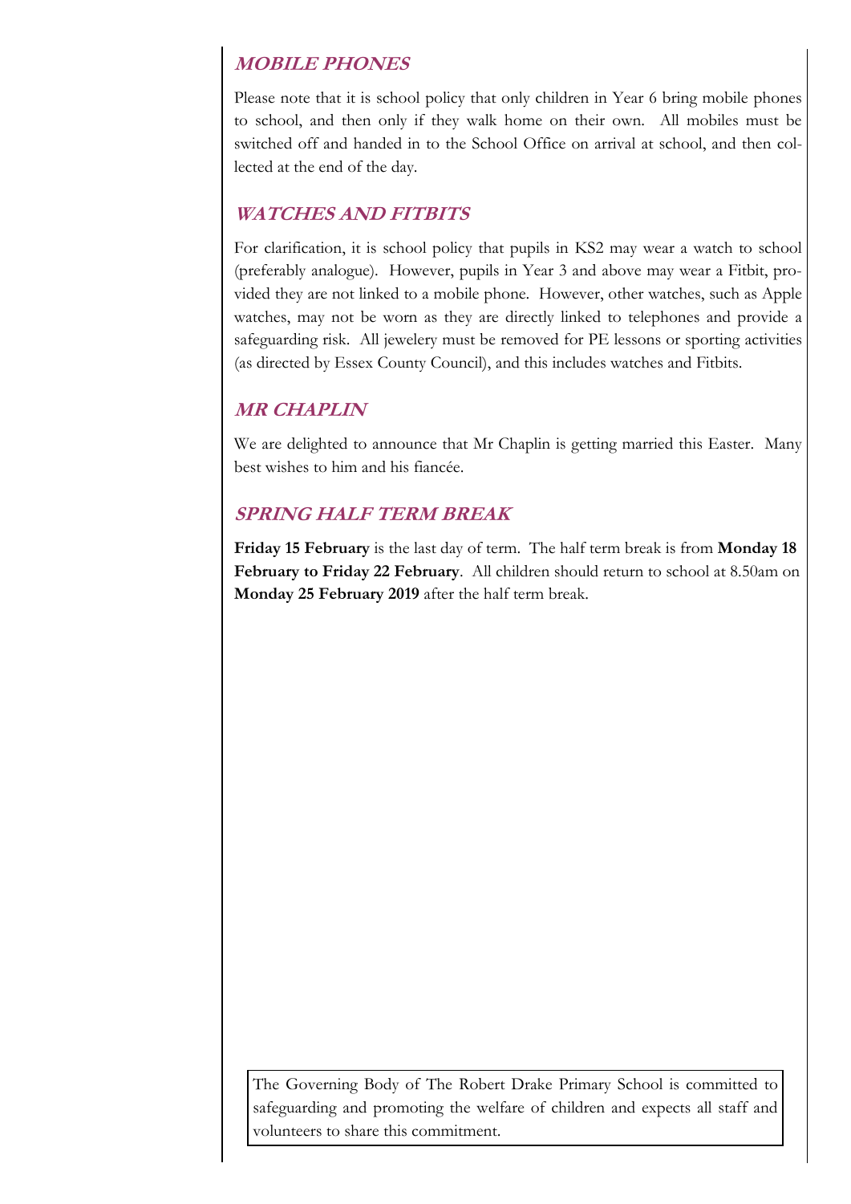## *MOBILE PHONES*

Please note that it is school policy that only children in Year 6 bring mobile phones to school, and then only if they walk home on their own. All mobiles must be switched off and handed in to the School Office on arrival at school, and then collected at the end of the day.

## *WATCHES AND FITBITS*

For clarification, it is school policy that pupils in KS2 may wear a watch to school (preferably analogue). However, pupils in Year 3 and above may wear a Fitbit, provided they are not linked to a mobile phone. However, other watches, such as Apple watches, may not be worn as they are directly linked to telephones and provide a safeguarding risk. All jewelery must be removed for PE lessons or sporting activities (as directed by Essex County Council), and this includes watches and Fitbits.

## *MR CHAPLIN*

We are delighted to announce that Mr Chaplin is getting married this Easter. Many best wishes to him and his fiancée.

## *SPRING HALF TERM BREAK*

**Friday 15 February** is the last day of term. The half term break is from **Monday 18 February to Friday 22 February**. All children should return to school at 8.50am on **Monday 25 February 2019** after the half term break.

The Governing Body of The Robert Drake Primary School is committed to safeguarding and promoting the welfare of children and expects all staff and volunteers to share this commitment.